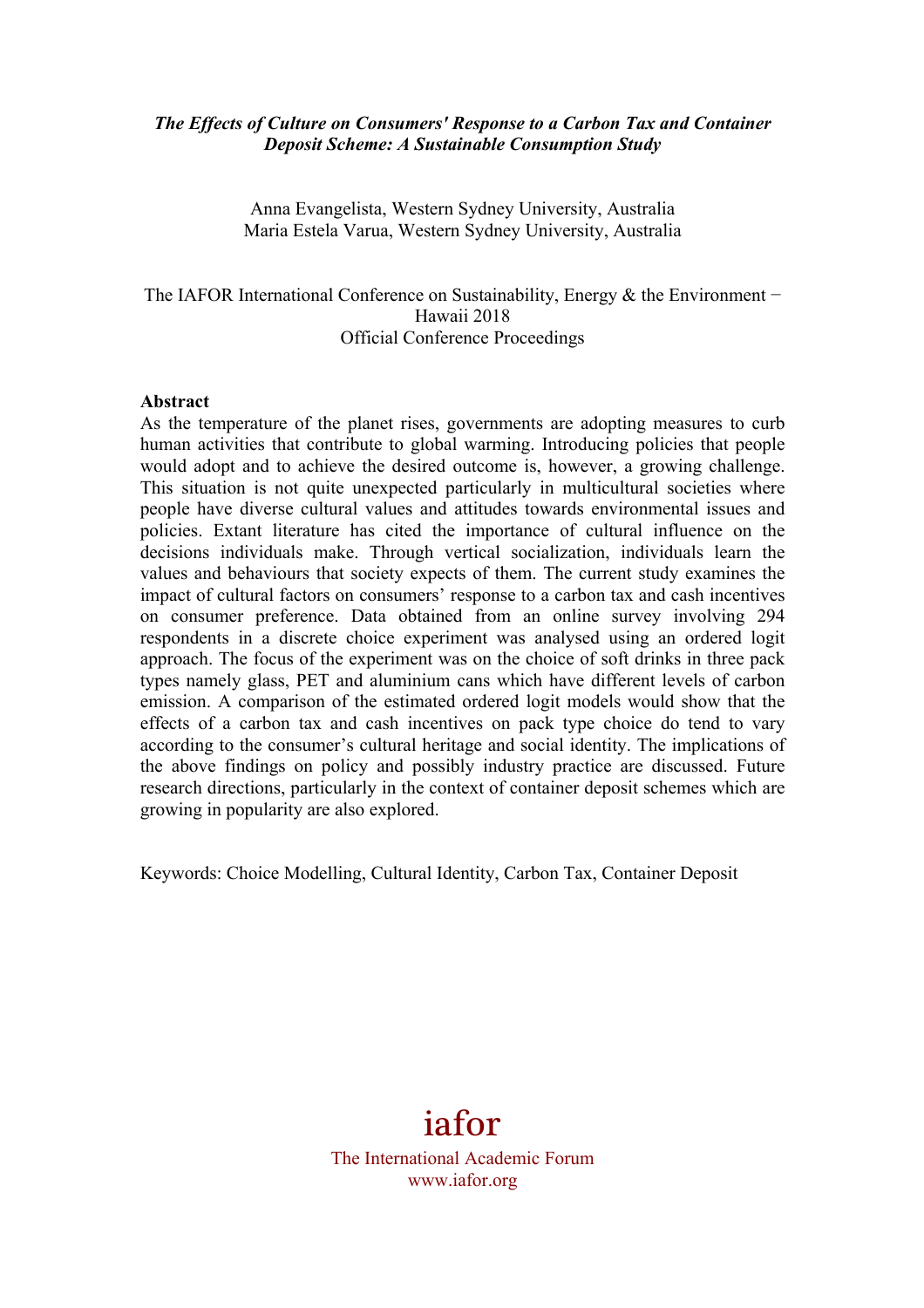***The Effects of Culture on Consumers' Response to a Carbon Tax and Container Deposit Scheme: A Sustainable Consumption Study***

Anna Evangelista, Western Sydney University, Australia
Maria Estela Varua, Western Sydney University, Australia

The IAFOR International Conference on Sustainability, Energy & the Environment − Hawaii 2018
Official Conference Proceedings

**Abstract**

As the temperature of the planet rises, governments are adopting measures to curb human activities that contribute to global warming. Introducing policies that people would adopt and to achieve the desired outcome is, however, a growing challenge. This situation is not quite unexpected particularly in multicultural societies where people have diverse cultural values and attitudes towards environmental issues and policies. Extant literature has cited the importance of cultural influence on the decisions individuals make. Through vertical socialization, individuals learn the values and behaviours that society expects of them. The current study examines the impact of cultural factors on consumers' response to a carbon tax and cash incentives on consumer preference. Data obtained from an online survey involving 294 respondents in a discrete choice experiment was analysed using an ordered logit approach. The focus of the experiment was on the choice of soft drinks in three pack types namely glass, PET and aluminium cans which have different levels of carbon emission. A comparison of the estimated ordered logit models would show that the effects of a carbon tax and cash incentives on pack type choice do tend to vary according to the consumer's cultural heritage and social identity. The implications of the above findings on policy and possibly industry practice are discussed. Future research directions, particularly in the context of container deposit schemes which are growing in popularity are also explored.

Keywords: Choice Modelling, Cultural Identity, Carbon Tax, Container Deposit

iafor
The International Academic Forum
www.iafor.org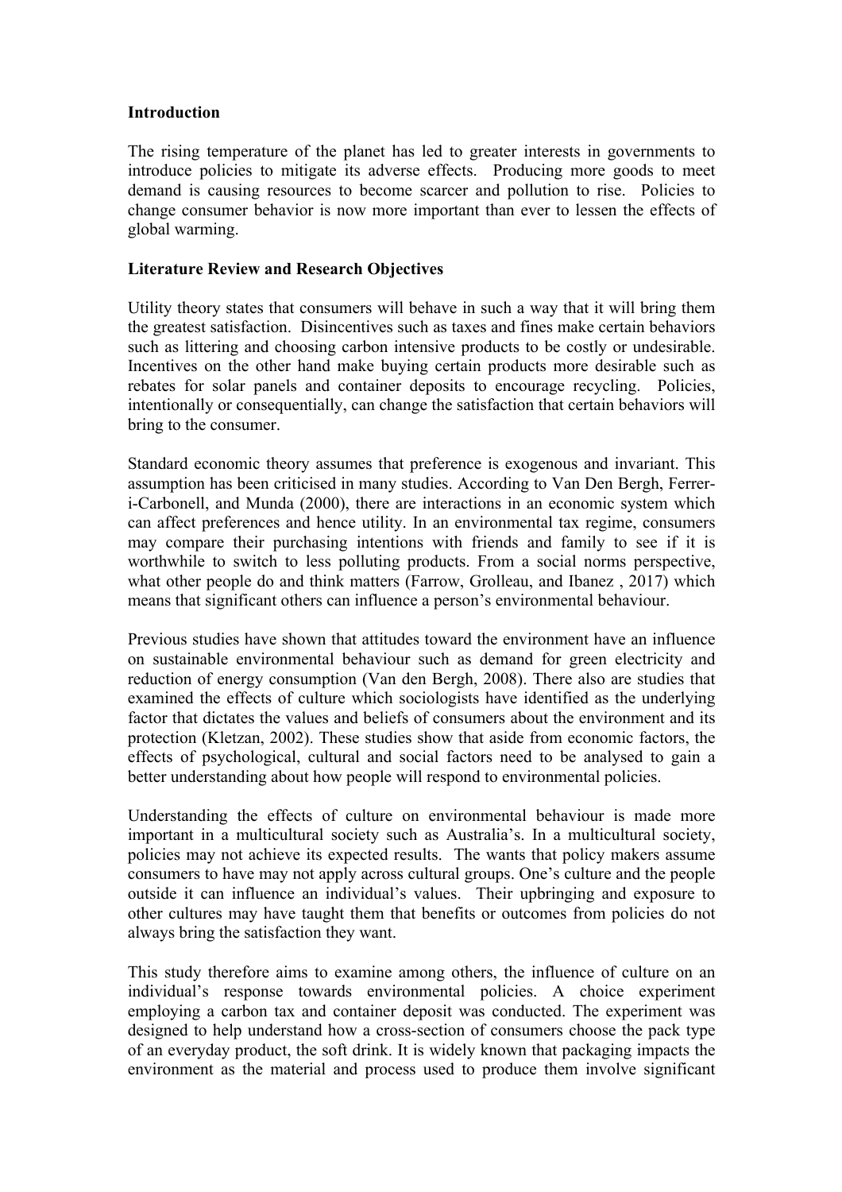**Introduction**

The rising temperature of the planet has led to greater interests in governments to introduce policies to mitigate its adverse effects. Producing more goods to meet demand is causing resources to become scarcer and pollution to rise. Policies to change consumer behavior is now more important than ever to lessen the effects of global warming.

**Literature Review and Research Objectives**

Utility theory states that consumers will behave in such a way that it will bring them the greatest satisfaction. Disincentives such as taxes and fines make certain behaviors such as littering and choosing carbon intensive products to be costly or undesirable. Incentives on the other hand make buying certain products more desirable such as rebates for solar panels and container deposits to encourage recycling. Policies, intentionally or consequentially, can change the satisfaction that certain behaviors will bring to the consumer.

Standard economic theory assumes that preference is exogenous and invariant. This assumption has been criticised in many studies. According to Van Den Bergh, Ferrer-i-Carbonell, and Munda (2000), there are interactions in an economic system which can affect preferences and hence utility. In an environmental tax regime, consumers may compare their purchasing intentions with friends and family to see if it is worthwhile to switch to less polluting products. From a social norms perspective, what other people do and think matters (Farrow, Grolleau, and Ibanez , 2017) which means that significant others can influence a person's environmental behaviour.

Previous studies have shown that attitudes toward the environment have an influence on sustainable environmental behaviour such as demand for green electricity and reduction of energy consumption (Van den Bergh, 2008). There also are studies that examined the effects of culture which sociologists have identified as the underlying factor that dictates the values and beliefs of consumers about the environment and its protection (Kletzan, 2002). These studies show that aside from economic factors, the effects of psychological, cultural and social factors need to be analysed to gain a better understanding about how people will respond to environmental policies.

Understanding the effects of culture on environmental behaviour is made more important in a multicultural society such as Australia's. In a multicultural society, policies may not achieve its expected results. The wants that policy makers assume consumers to have may not apply across cultural groups. One's culture and the people outside it can influence an individual's values. Their upbringing and exposure to other cultures may have taught them that benefits or outcomes from policies do not always bring the satisfaction they want.

This study therefore aims to examine among others, the influence of culture on an individual's response towards environmental policies. A choice experiment employing a carbon tax and container deposit was conducted. The experiment was designed to help understand how a cross-section of consumers choose the pack type of an everyday product, the soft drink. It is widely known that packaging impacts the environment as the material and process used to produce them involve significant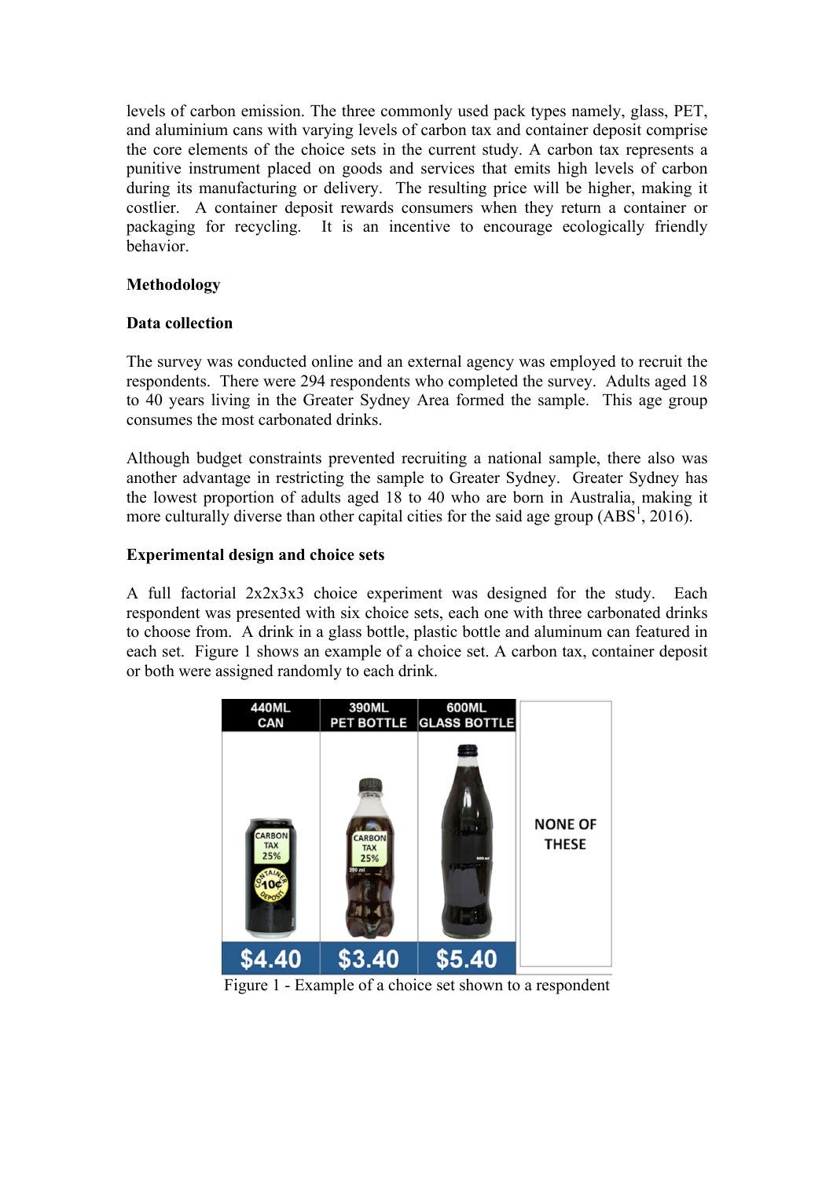levels of carbon emission. The three commonly used pack types namely, glass, PET, and aluminium cans with varying levels of carbon tax and container deposit comprise the core elements of the choice sets in the current study. A carbon tax represents a punitive instrument placed on goods and services that emits high levels of carbon during its manufacturing or delivery. The resulting price will be higher, making it costlier. A container deposit rewards consumers when they return a container or packaging for recycling. It is an incentive to encourage ecologically friendly behavior.

**Methodology**

**Data collection**

The survey was conducted online and an external agency was employed to recruit the respondents. There were 294 respondents who completed the survey. Adults aged 18 to 40 years living in the Greater Sydney Area formed the sample. This age group consumes the most carbonated drinks.

Although budget constraints prevented recruiting a national sample, there also was another advantage in restricting the sample to Greater Sydney. Greater Sydney has the lowest proportion of adults aged 18 to 40 who are born in Australia, making it more culturally diverse than other capital cities for the said age group (ABS[1], 2016).

**Experimental design and choice sets**

A full factorial 2x2x3x3 choice experiment was designed for the study. Each respondent was presented with six choice sets, each one with three carbonated drinks to choose from. A drink in a glass bottle, plastic bottle and aluminum can featured in each set. Figure 1 shows an example of a choice set. A carbon tax, container deposit or both were assigned randomly to each drink.

Figure 1 - Example of a choice set shown to a respondent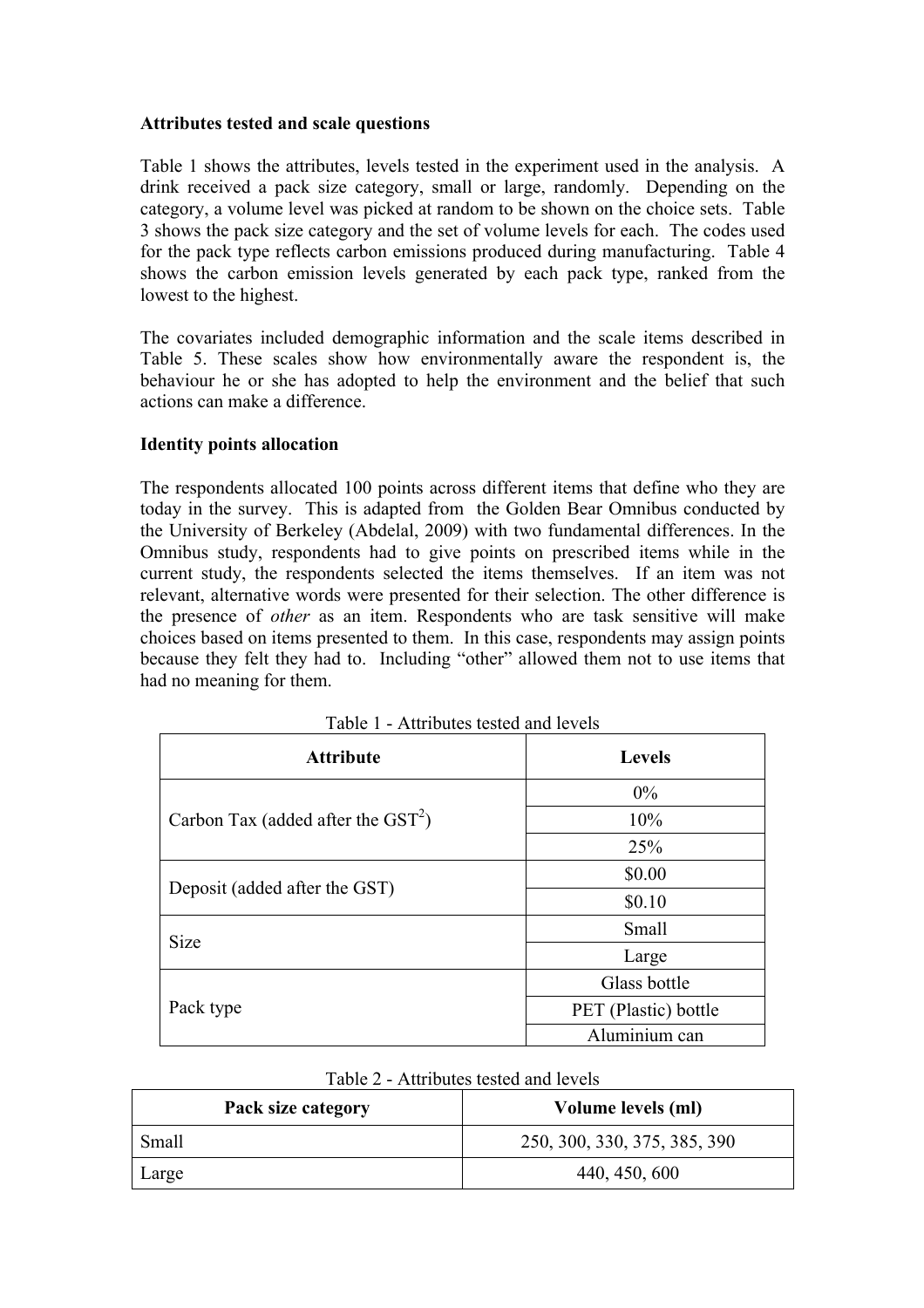**Attributes tested and scale questions**

Table 1 shows the attributes, levels tested in the experiment used in the analysis. A drink received a pack size category, small or large, randomly. Depending on the category, a volume level was picked at random to be shown on the choice sets. Table 3 shows the pack size category and the set of volume levels for each. The codes used for the pack type reflects carbon emissions produced during manufacturing. Table 4 shows the carbon emission levels generated by each pack type, ranked from the lowest to the highest.

The covariates included demographic information and the scale items described in Table 5. These scales show how environmentally aware the respondent is, the behaviour he or she has adopted to help the environment and the belief that such actions can make a difference.

**Identity points allocation**

The respondents allocated 100 points across different items that define who they are today in the survey. This is adapted from the Golden Bear Omnibus conducted by the University of Berkeley (Abdelal, 2009) with two fundamental differences. In the Omnibus study, respondents had to give points on prescribed items while in the current study, the respondents selected the items themselves. If an item was not relevant, alternative words were presented for their selection. The other difference is the presence of *other* as an item. Respondents who are task sensitive will make choices based on items presented to them. In this case, respondents may assign points because they felt they had to. Including "other" allowed them not to use items that had no meaning for them.

Table 1 - Attributes tested and levels

| Attribute | Levels |
|---|---|
| Carbon Tax (added after the GST[2]) | 0% |
| | 10% |
| | 25% |
| Deposit (added after the GST) | $0.00 |
| | $0.10 |
| Size | Small |
| | Large |
| Pack type | Glass bottle |
| | PET (Plastic) bottle |
| | Aluminium can |

Table 2 - Attributes tested and levels

| Pack size category | Volume levels (ml) |
|---|---|
| Small | 250, 300, 330, 375, 385, 390 |
| Large | 440, 450, 600 |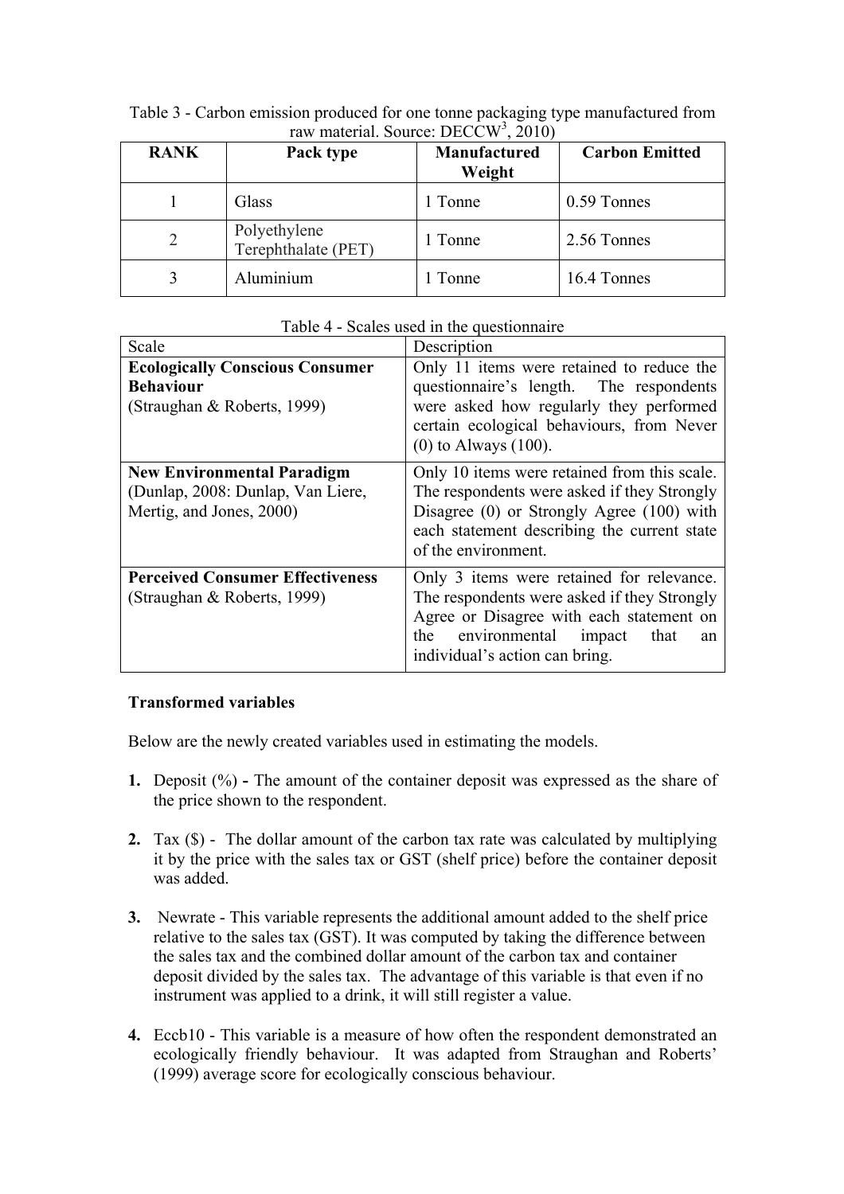Table 3 - Carbon emission produced for one tonne packaging type manufactured from raw material. Source: DECCW[3], 2010)

| RANK | Pack type | Manufactured Weight | Carbon Emitted |
|---|---|---|---|
| 1 | Glass | 1 Tonne | 0.59 Tonnes |
| 2 | Polyethylene Terephthalate (PET) | 1 Tonne | 2.56 Tonnes |
| 3 | Aluminium | 1 Tonne | 16.4 Tonnes |

Table 4 - Scales used in the questionnaire

| Scale | Description |
|---|---|
| **Ecologically Conscious Consumer Behaviour** (Straughan & Roberts, 1999) | Only 11 items were retained to reduce the questionnaire's length. The respondents were asked how regularly they performed certain ecological behaviours, from Never (0) to Always (100). |
| **New Environmental Paradigm** (Dunlap, 2008: Dunlap, Van Liere, Mertig, and Jones, 2000) | Only 10 items were retained from this scale. The respondents were asked if they Strongly Disagree (0) or Strongly Agree (100) with each statement describing the current state of the environment. |
| **Perceived Consumer Effectiveness** (Straughan & Roberts, 1999) | Only 3 items were retained for relevance. The respondents were asked if they Strongly Agree or Disagree with each statement on the environmental impact that an individual's action can bring. |

**Transformed variables**

Below are the newly created variables used in estimating the models.

1. Deposit (%) **-** The amount of the container deposit was expressed as the share of the price shown to the respondent.

2. Tax ($) - The dollar amount of the carbon tax rate was calculated by multiplying it by the price with the sales tax or GST (shelf price) before the container deposit was added.

3. Newrate - This variable represents the additional amount added to the shelf price relative to the sales tax (GST). It was computed by taking the difference between the sales tax and the combined dollar amount of the carbon tax and container deposit divided by the sales tax. The advantage of this variable is that even if no instrument was applied to a drink, it will still register a value.

4. Eccb10 - This variable is a measure of how often the respondent demonstrated an ecologically friendly behaviour. It was adapted from Straughan and Roberts' (1999) average score for ecologically conscious behaviour.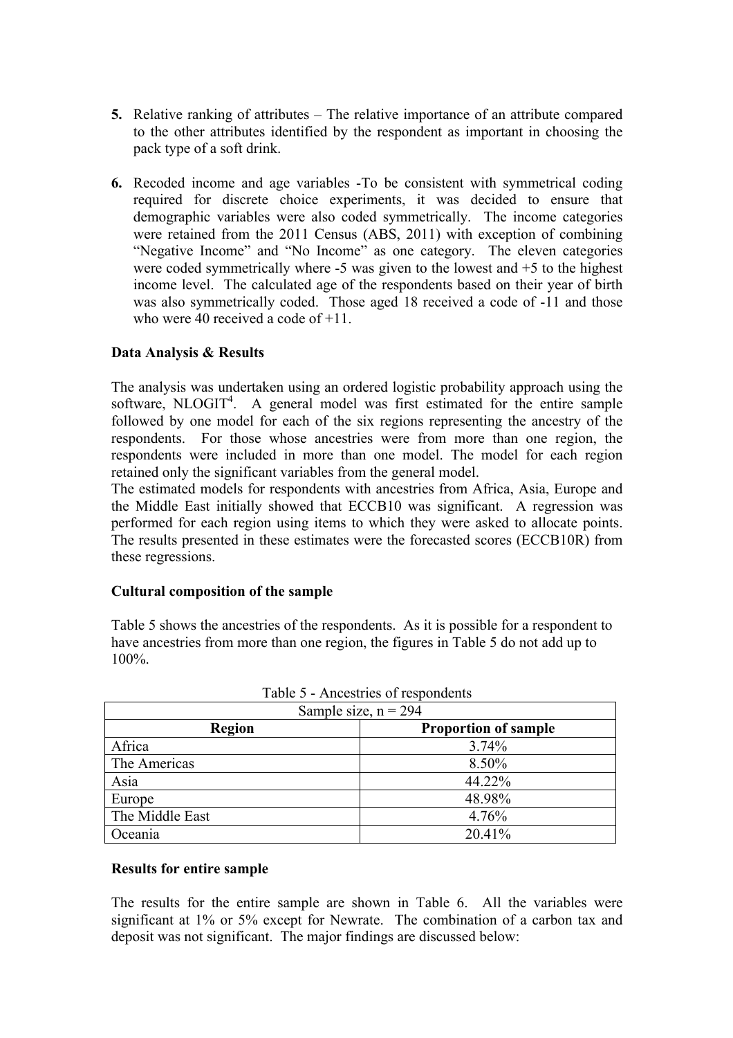5. Relative ranking of attributes – The relative importance of an attribute compared to the other attributes identified by the respondent as important in choosing the pack type of a soft drink.

6. Recoded income and age variables -To be consistent with symmetrical coding required for discrete choice experiments, it was decided to ensure that demographic variables were also coded symmetrically. The income categories were retained from the 2011 Census (ABS, 2011) with exception of combining "Negative Income" and "No Income" as one category. The eleven categories were coded symmetrically where -5 was given to the lowest and +5 to the highest income level. The calculated age of the respondents based on their year of birth was also symmetrically coded. Those aged 18 received a code of -11 and those who were 40 received a code of +11.

**Data Analysis & Results**

The analysis was undertaken using an ordered logistic probability approach using the software, NLOGIT[4]. A general model was first estimated for the entire sample followed by one model for each of the six regions representing the ancestry of the respondents. For those whose ancestries were from more than one region, the respondents were included in more than one model. The model for each region retained only the significant variables from the general model.

The estimated models for respondents with ancestries from Africa, Asia, Europe and the Middle East initially showed that ECCB10 was significant. A regression was performed for each region using items to which they were asked to allocate points. The results presented in these estimates were the forecasted scores (ECCB10R) from these regressions.

**Cultural composition of the sample**

Table 5 shows the ancestries of the respondents. As it is possible for a respondent to have ancestries from more than one region, the figures in Table 5 do not add up to 100%.

Table 5 - Ancestries of respondents

| Sample size, n = 294 | |
|---|---|
| **Region** | **Proportion of sample** |
| Africa | 3.74% |
| The Americas | 8.50% |
| Asia | 44.22% |
| Europe | 48.98% |
| The Middle East | 4.76% |
| Oceania | 20.41% |

**Results for entire sample**

The results for the entire sample are shown in Table 6. All the variables were significant at 1% or 5% except for Newrate. The combination of a carbon tax and deposit was not significant. The major findings are discussed below: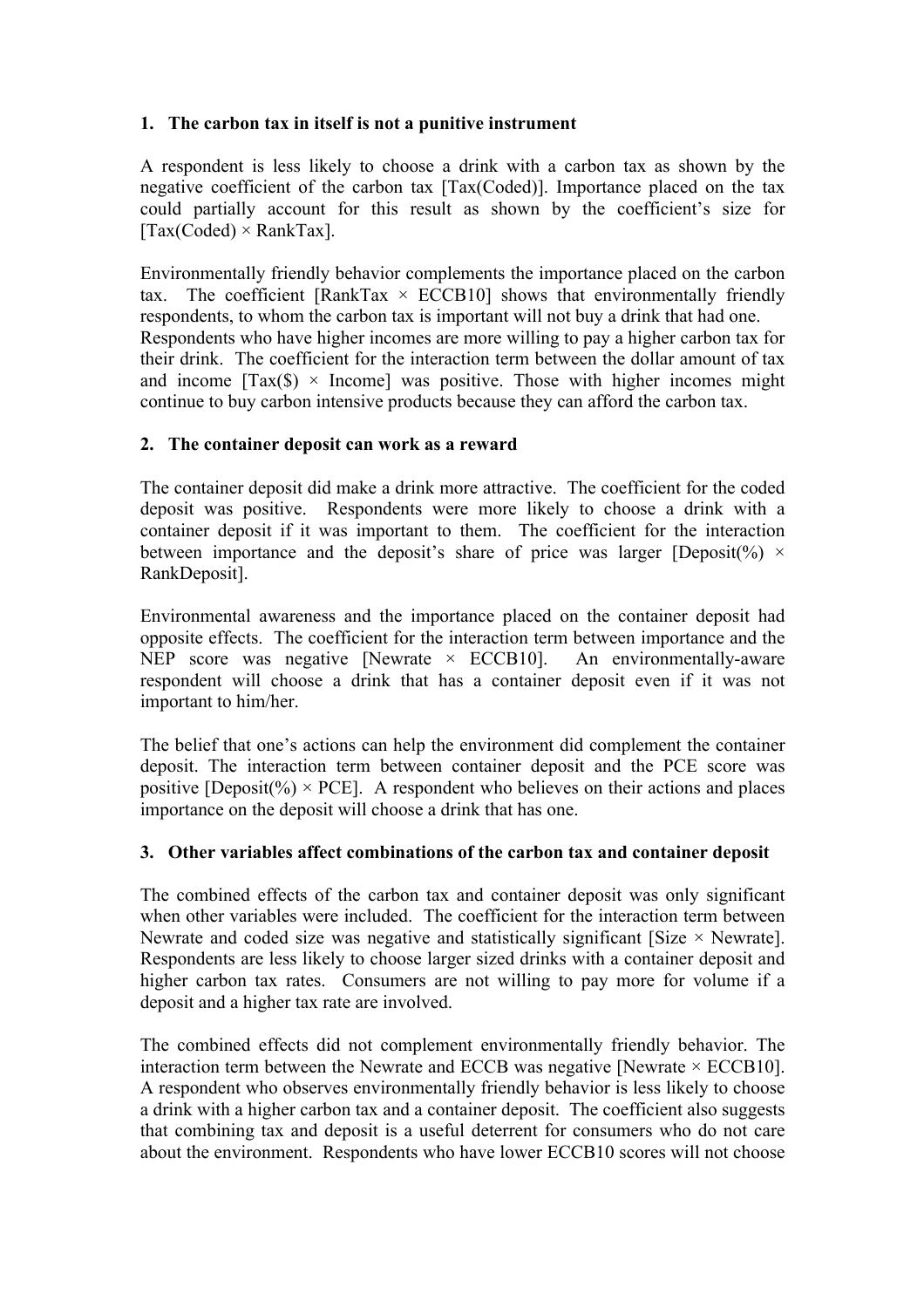## 1. The carbon tax in itself is not a punitive instrument

A respondent is less likely to choose a drink with a carbon tax as shown by the negative coefficient of the carbon tax [Tax(Coded)]. Importance placed on the tax could partially account for this result as shown by the coefficient's size for [Tax(Coded) × RankTax].

Environmentally friendly behavior complements the importance placed on the carbon tax. The coefficient [RankTax × ECCB10] shows that environmentally friendly respondents, to whom the carbon tax is important will not buy a drink that had one. Respondents who have higher incomes are more willing to pay a higher carbon tax for their drink. The coefficient for the interaction term between the dollar amount of tax and income [Tax($) × Income] was positive. Those with higher incomes might continue to buy carbon intensive products because they can afford the carbon tax.

## 2. The container deposit can work as a reward

The container deposit did make a drink more attractive. The coefficient for the coded deposit was positive. Respondents were more likely to choose a drink with a container deposit if it was important to them. The coefficient for the interaction between importance and the deposit's share of price was larger [Deposit(%) × RankDeposit].

Environmental awareness and the importance placed on the container deposit had opposite effects. The coefficient for the interaction term between importance and the NEP score was negative [Newrate × ECCB10]. An environmentally-aware respondent will choose a drink that has a container deposit even if it was not important to him/her.

The belief that one's actions can help the environment did complement the container deposit. The interaction term between container deposit and the PCE score was positive [Deposit(%) × PCE]. A respondent who believes on their actions and places importance on the deposit will choose a drink that has one.

## 3. Other variables affect combinations of the carbon tax and container deposit

The combined effects of the carbon tax and container deposit was only significant when other variables were included. The coefficient for the interaction term between Newrate and coded size was negative and statistically significant [Size × Newrate]. Respondents are less likely to choose larger sized drinks with a container deposit and higher carbon tax rates. Consumers are not willing to pay more for volume if a deposit and a higher tax rate are involved.

The combined effects did not complement environmentally friendly behavior. The interaction term between the Newrate and ECCB was negative [Newrate × ECCB10]. A respondent who observes environmentally friendly behavior is less likely to choose a drink with a higher carbon tax and a container deposit. The coefficient also suggests that combining tax and deposit is a useful deterrent for consumers who do not care about the environment. Respondents who have lower ECCB10 scores will not choose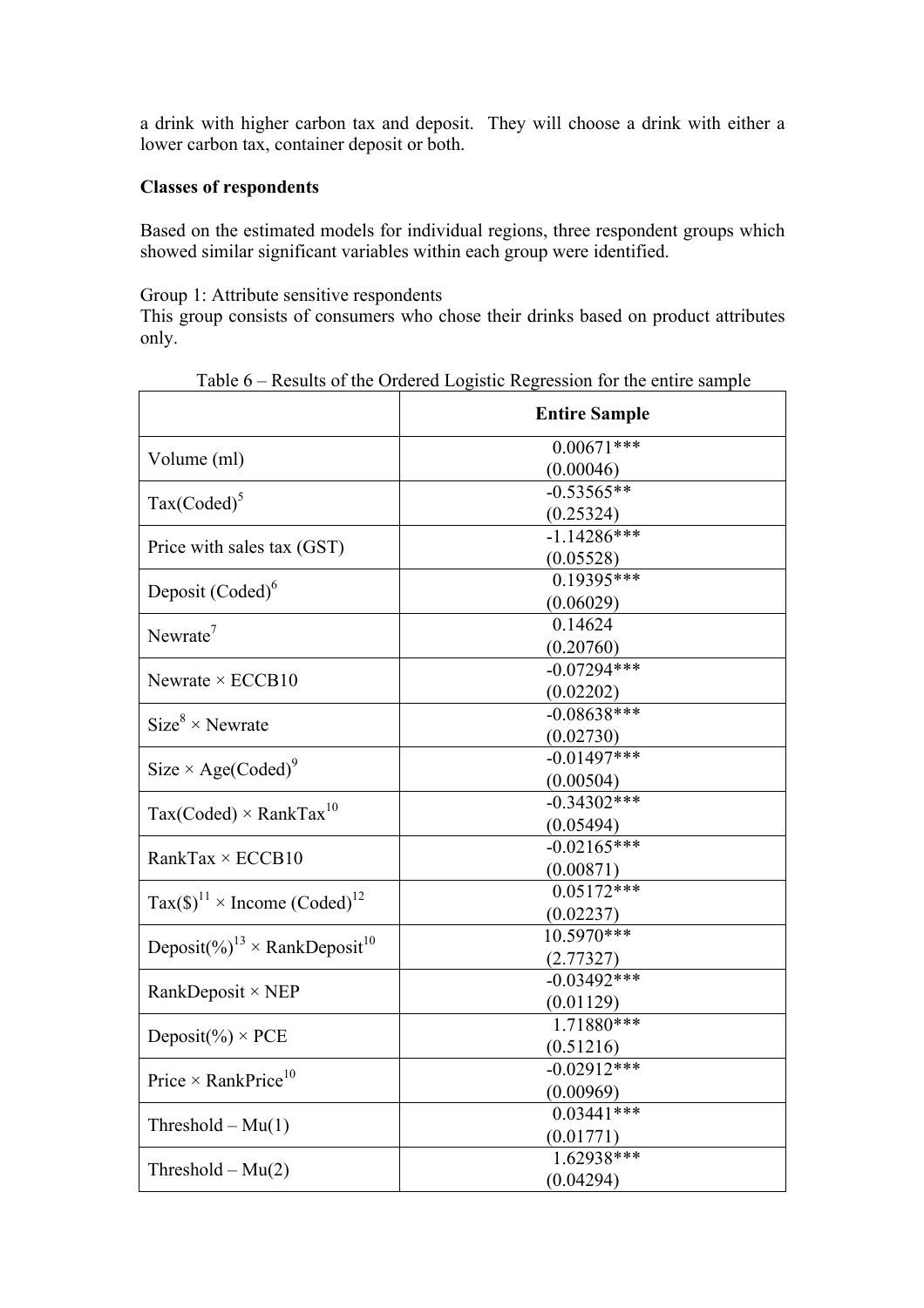a drink with higher carbon tax and deposit. They will choose a drink with either a lower carbon tax, container deposit or both.

**Classes of respondents**

Based on the estimated models for individual regions, three respondent groups which showed similar significant variables within each group were identified.

Group 1: Attribute sensitive respondents
This group consists of consumers who chose their drinks based on product attributes only.

Table 6 – Results of the Ordered Logistic Regression for the entire sample

| | **Entire Sample** |
|---|---|
| Volume (ml) | 0.00671*** (0.00046) |
| Tax(Coded)[5] | -0.53565** (0.25324) |
| Price with sales tax (GST) | -1.14286*** (0.05528) |
| Deposit (Coded)[6] | 0.19395*** (0.06029) |
| Newrate[7] | 0.14624 (0.20760) |
| Newrate × ECCB10 | -0.07294*** (0.02202) |
| Size[8] × Newrate | -0.08638*** (0.02730) |
| Size × Age(Coded)[9] | -0.01497*** (0.00504) |
| Tax(Coded) × RankTax[10] | -0.34302*** (0.05494) |
| RankTax × ECCB10 | -0.02165*** (0.00871) |
| Tax($)[11] × Income (Coded)[12] | 0.05172*** (0.02237) |
| Deposit(%)[13] × RankDeposit[10] | 10.5970*** (2.77327) |
| RankDeposit × NEP | -0.03492*** (0.01129) |
| Deposit(%) × PCE | 1.71880*** (0.51216) |
| Price × RankPrice[10] | -0.02912*** (0.00969) |
| Threshold – Mu(1) | 0.03441*** (0.01771) |
| Threshold – Mu(2) | 1.62938*** (0.04294) |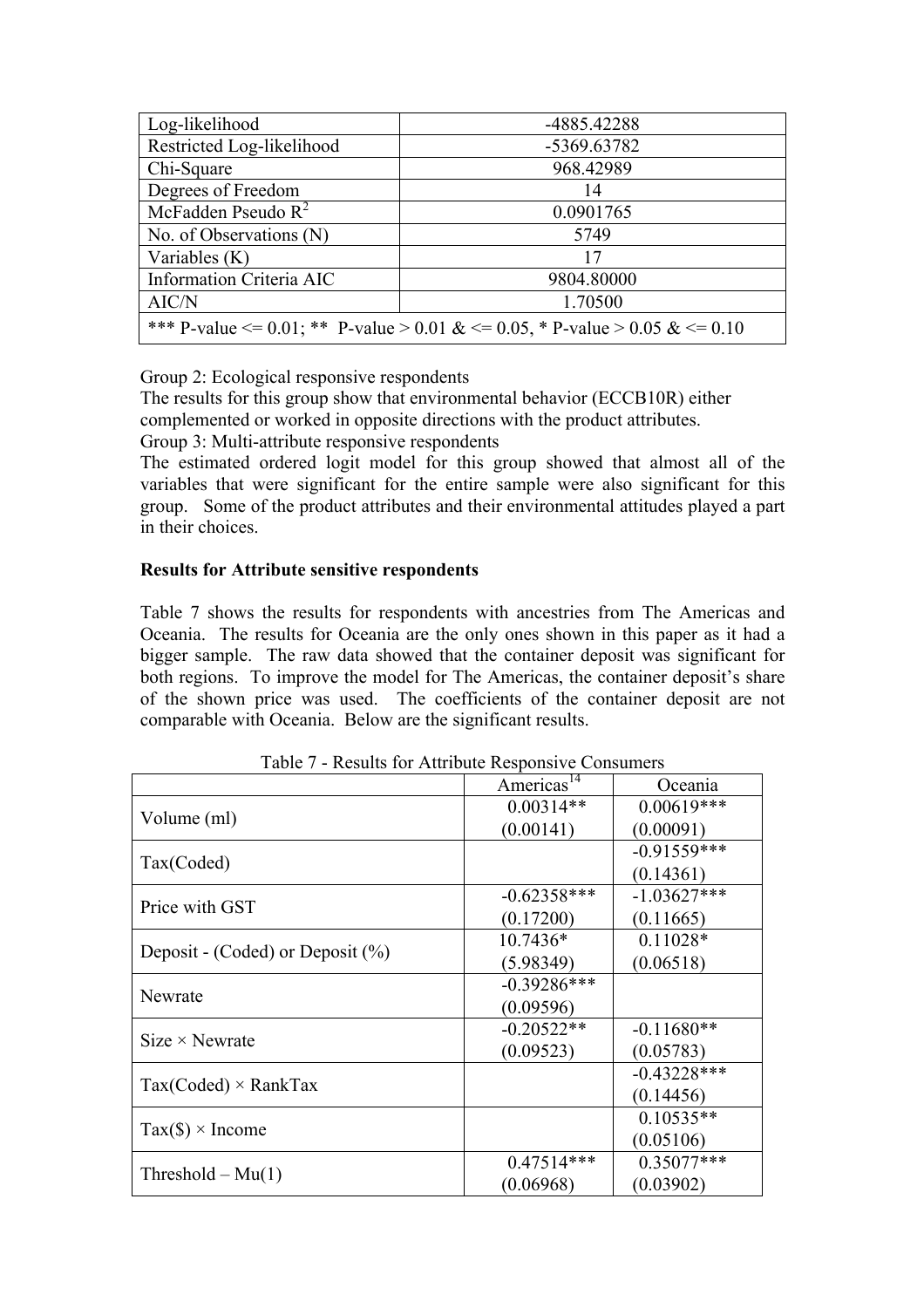| | |
|---|---|
| Log-likelihood | -4885.42288 |
| Restricted Log-likelihood | -5369.63782 |
| Chi-Square | 968.42989 |
| Degrees of Freedom | 14 |
| McFadden Pseudo $R^2$ | 0.0901765 |
| No. of Observations (N) | 5749 |
| Variables (K) | 17 |
| Information Criteria AIC | 9804.80000 |
| AIC/N | 1.70500 |
| *** P-value <= 0.01; ** P-value > 0.01 & <= 0.05, * P-value > 0.05 & <= 0.10 | |

Group 2: Ecological responsive respondents

The results for this group show that environmental behavior (ECCB10R) either complemented or worked in opposite directions with the product attributes.

Group 3: Multi-attribute responsive respondents

The estimated ordered logit model for this group showed that almost all of the variables that were significant for the entire sample were also significant for this group. Some of the product attributes and their environmental attitudes played a part in their choices.

**Results for Attribute sensitive respondents**

Table 7 shows the results for respondents with ancestries from The Americas and Oceania. The results for Oceania are the only ones shown in this paper as it had a bigger sample. The raw data showed that the container deposit was significant for both regions. To improve the model for The Americas, the container deposit's share of the shown price was used. The coefficients of the container deposit are not comparable with Oceania. Below are the significant results.

Table 7 - Results for Attribute Responsive Consumers

| | Americas[14] | Oceania |
|---|---|---|
| Volume (ml) | 0.00314**<br>(0.00141) | 0.00619***<br>(0.00091) |
| Tax(Coded) | | -0.91559***<br>(0.14361) |
| Price with GST | -0.62358***<br>(0.17200) | -1.03627***<br>(0.11665) |
| Deposit - (Coded) or Deposit (%) | 10.7436*<br>(5.98349) | 0.11028*<br>(0.06518) |
| Newrate | -0.39286***<br>(0.09596) | |
| Size × Newrate | -0.20522**<br>(0.09523) | -0.11680**<br>(0.05783) |
| Tax(Coded) × RankTax | | -0.43228***<br>(0.14456) |
| Tax($) × Income | | 0.10535**<br>(0.05106) |
| Threshold – Mu(1) | 0.47514***<br>(0.06968) | 0.35077***<br>(0.03902) |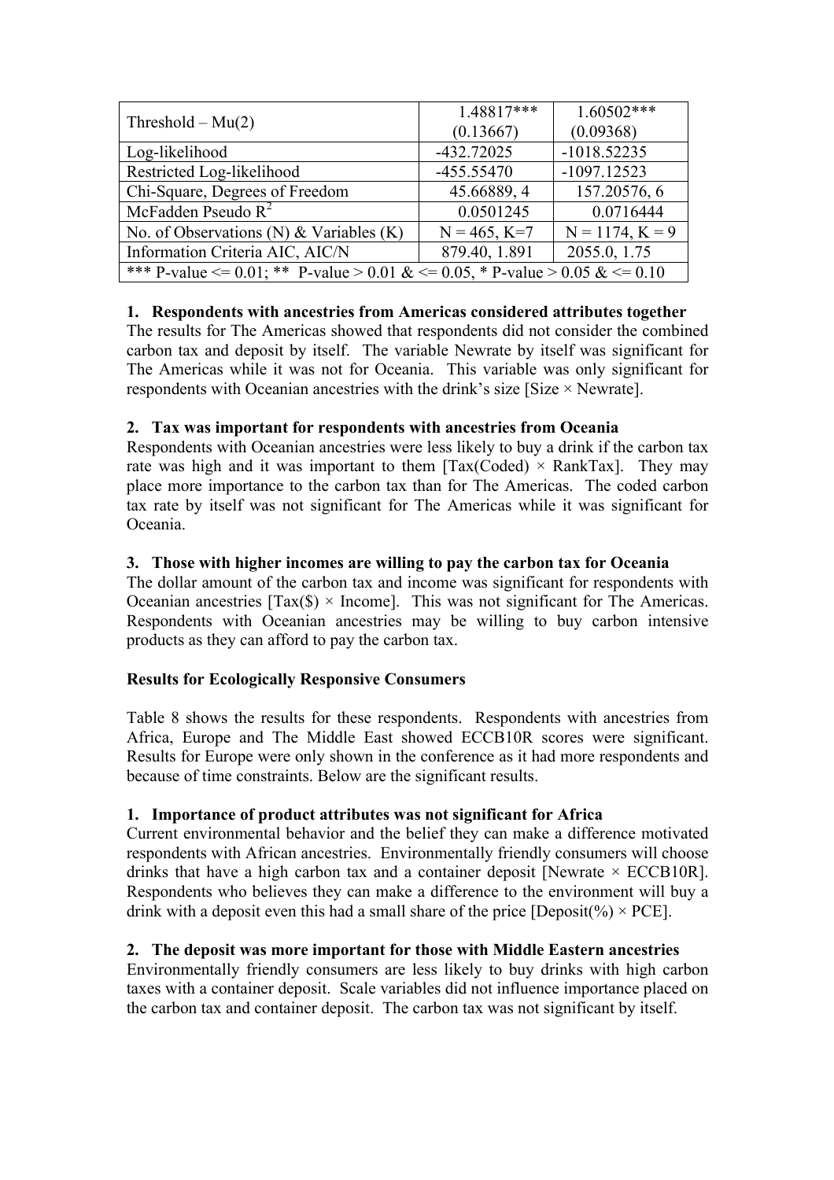| Threshold – Mu(2) | 1.48817*** (0.13667) | 1.60502*** (0.09368) |
|---|---|---|
| Log-likelihood | -432.72025 | -1018.52235 |
| Restricted Log-likelihood | -455.55470 | -1097.12523 |
| Chi-Square, Degrees of Freedom | 45.66889, 4 | 157.20576, 6 |
| McFadden Pseudo $R^2$ | 0.0501245 | 0.0716444 |
| No. of Observations (N) & Variables (K) | N = 465, K=7 | N = 1174, K = 9 |
| Information Criteria AIC, AIC/N | 879.40, 1.891 | 2055.0, 1.75 |
| *** P-value <= 0.01; ** P-value > 0.01 & <= 0.05, * P-value > 0.05 & <= 0.10 | | |

**1. Respondents with ancestries from Americas considered attributes together**

The results for The Americas showed that respondents did not consider the combined carbon tax and deposit by itself. The variable Newrate by itself was significant for The Americas while it was not for Oceania. This variable was only significant for respondents with Oceanian ancestries with the drink's size [Size × Newrate].

**2. Tax was important for respondents with ancestries from Oceania**

Respondents with Oceanian ancestries were less likely to buy a drink if the carbon tax rate was high and it was important to them [Tax(Coded) × RankTax]. They may place more importance to the carbon tax than for The Americas. The coded carbon tax rate by itself was not significant for The Americas while it was significant for Oceania.

**3. Those with higher incomes are willing to pay the carbon tax for Oceania**

The dollar amount of the carbon tax and income was significant for respondents with Oceanian ancestries [Tax($) × Income]. This was not significant for The Americas. Respondents with Oceanian ancestries may be willing to buy carbon intensive products as they can afford to pay the carbon tax.

**Results for Ecologically Responsive Consumers**

Table 8 shows the results for these respondents. Respondents with ancestries from Africa, Europe and The Middle East showed ECCB10R scores were significant. Results for Europe were only shown in the conference as it had more respondents and because of time constraints. Below are the significant results.

**1. Importance of product attributes was not significant for Africa**

Current environmental behavior and the belief they can make a difference motivated respondents with African ancestries. Environmentally friendly consumers will choose drinks that have a high carbon tax and a container deposit [Newrate × ECCB10R]. Respondents who believes they can make a difference to the environment will buy a drink with a deposit even this had a small share of the price [Deposit(%) × PCE].

**2. The deposit was more important for those with Middle Eastern ancestries**

Environmentally friendly consumers are less likely to buy drinks with high carbon taxes with a container deposit. Scale variables did not influence importance placed on the carbon tax and container deposit. The carbon tax was not significant by itself.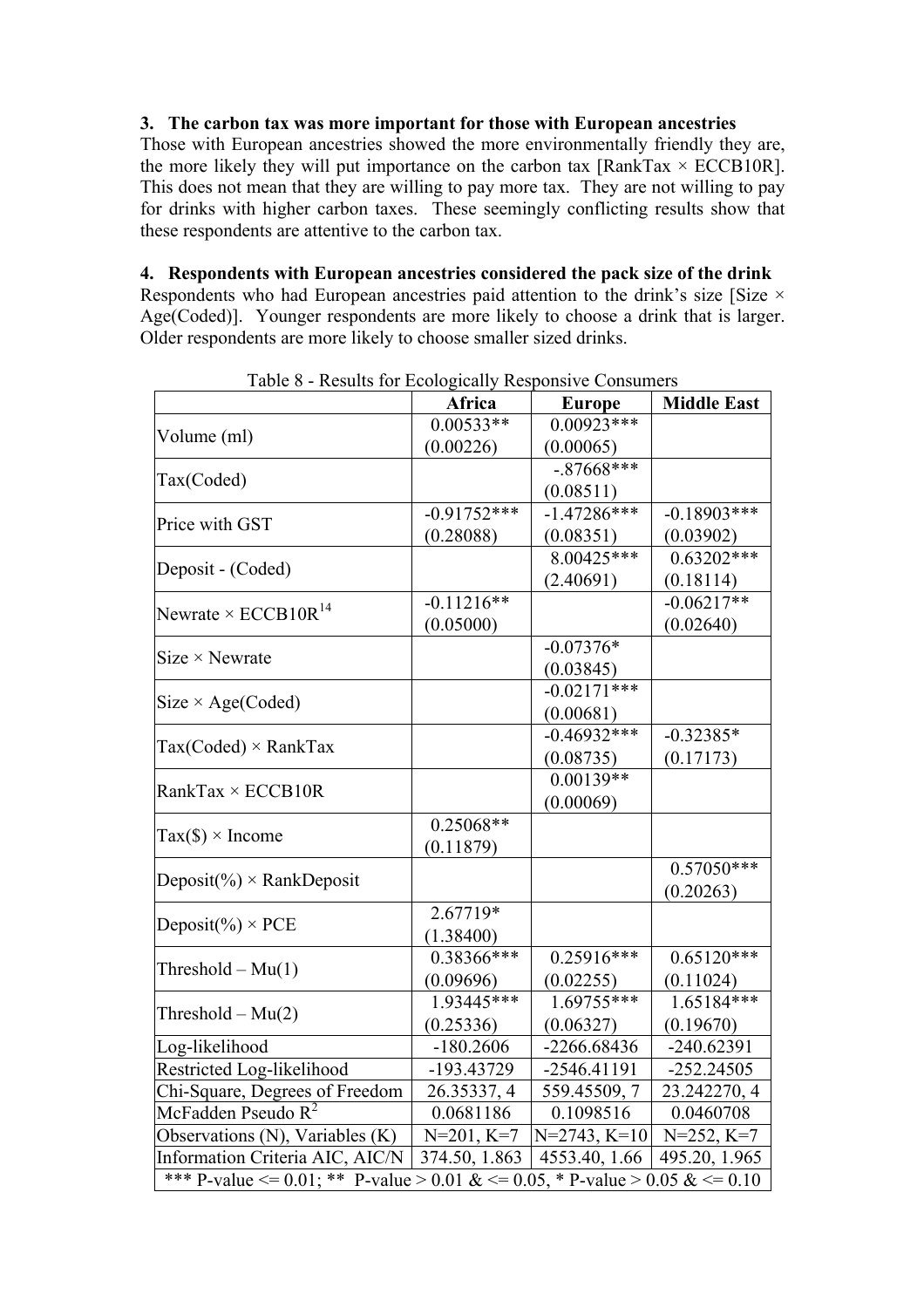### 3. The carbon tax was more important for those with European ancestries

Those with European ancestries showed the more environmentally friendly they are, the more likely they will put importance on the carbon tax [RankTax × ECCB10R]. This does not mean that they are willing to pay more tax. They are not willing to pay for drinks with higher carbon taxes. These seemingly conflicting results show that these respondents are attentive to the carbon tax.

### 4. Respondents with European ancestries considered the pack size of the drink

Respondents who had European ancestries paid attention to the drink's size [Size × Age(Coded)]. Younger respondents are more likely to choose a drink that is larger. Older respondents are more likely to choose smaller sized drinks.

Table 8 - Results for Ecologically Responsive Consumers

| | Africa | Europe | Middle East |
|---|---|---|---|
| Volume (ml) | 0.00533** (0.00226) | 0.00923*** (0.00065) | |
| Tax(Coded) | | -.87668*** (0.08511) | |
| Price with GST | -0.91752*** (0.28088) | -1.47286*** (0.08351) | -0.18903*** (0.03902) |
| Deposit - (Coded) | | 8.00425*** (2.40691) | 0.63202*** (0.18114) |
| Newrate × ECCB10R[14] | -0.11216** (0.05000) | | -0.06217** (0.02640) |
| Size × Newrate | | -0.07376* (0.03845) | |
| Size × Age(Coded) | | -0.02171*** (0.00681) | |
| Tax(Coded) × RankTax | | -0.46932*** (0.08735) | -0.32385* (0.17173) |
| RankTax × ECCB10R | | 0.00139** (0.00069) | |
| Tax($) × Income | 0.25068** (0.11879) | | |
| Deposit(%) × RankDeposit | | | 0.57050*** (0.20263) |
| Deposit(%) × PCE | 2.67719* (1.38400) | | |
| Threshold – Mu(1) | 0.38366*** (0.09696) | 0.25916*** (0.02255) | 0.65120*** (0.11024) |
| Threshold – Mu(2) | 1.93445*** (0.25336) | 1.69755*** (0.06327) | 1.65184*** (0.19670) |
| Log-likelihood | -180.2606 | -2266.68436 | -240.62391 |
| Restricted Log-likelihood | -193.43729 | -2546.41191 | -252.24505 |
| Chi-Square, Degrees of Freedom | 26.35337, 4 | 559.45509, 7 | 23.242270, 4 |
| McFadden Pseudo $R^2$ | 0.0681186 | 0.1098516 | 0.0460708 |
| Observations (N), Variables (K) | N=201, K=7 | N=2743, K=10 | N=252, K=7 |
| Information Criteria AIC, AIC/N | 374.50, 1.863 | 4553.40, 1.66 | 495.20, 1.965 |

*** P-value <= 0.01; ** P-value > 0.01 & <= 0.05, * P-value > 0.05 & <= 0.10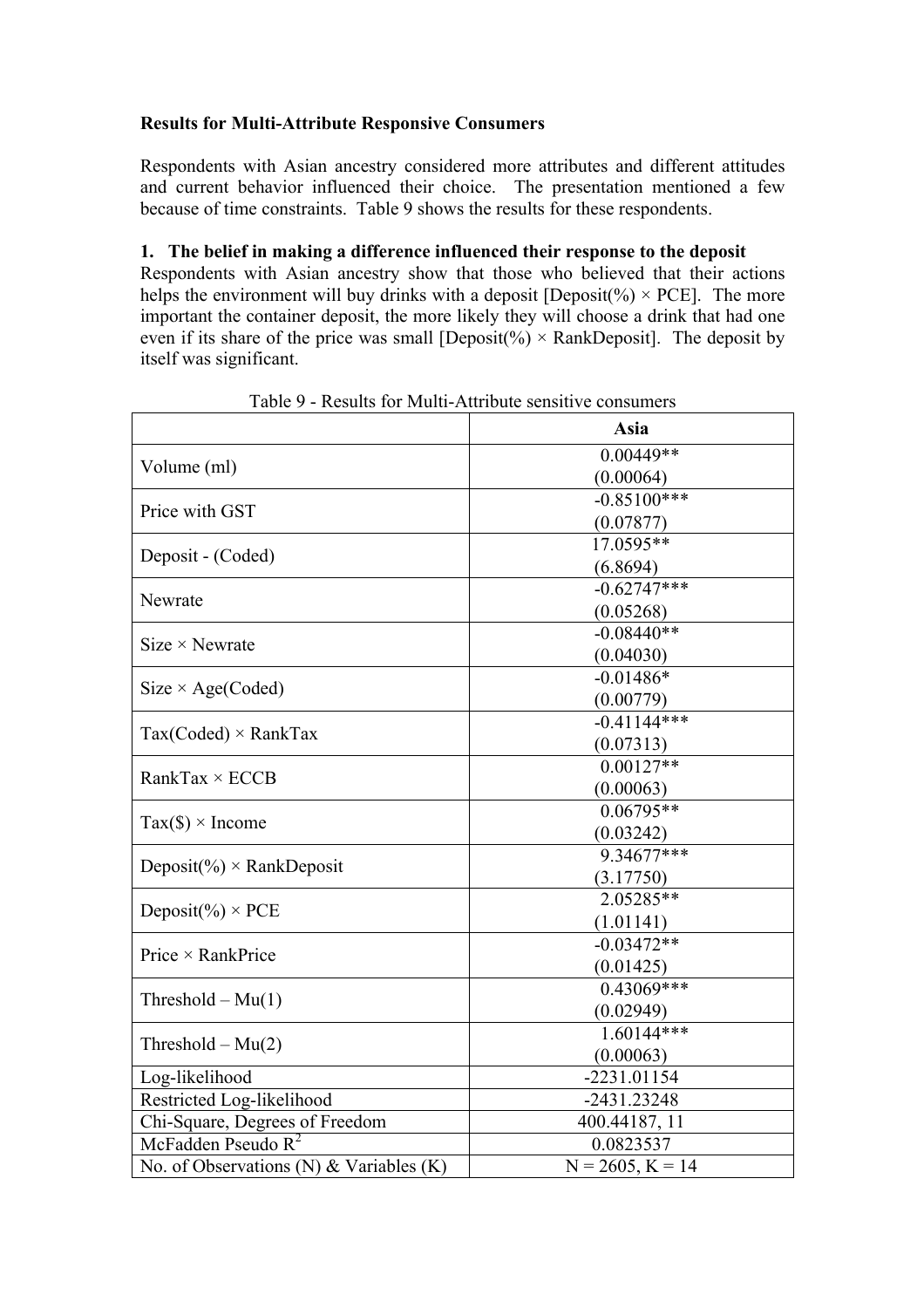**Results for Multi-Attribute Responsive Consumers**

Respondents with Asian ancestry considered more attributes and different attitudes and current behavior influenced their choice. The presentation mentioned a few because of time constraints. Table 9 shows the results for these respondents.

**1. The belief in making a difference influenced their response to the deposit**

Respondents with Asian ancestry show that those who believed that their actions helps the environment will buy drinks with a deposit [Deposit(%) × PCE]. The more important the container deposit, the more likely they will choose a drink that had one even if its share of the price was small [Deposit(%) × RankDeposit]. The deposit by itself was significant.

Table 9 - Results for Multi-Attribute sensitive consumers

| | Asia |
|---|---|
| Volume (ml) | 0.00449** (0.00064) |
| Price with GST | -0.85100*** (0.07877) |
| Deposit - (Coded) | 17.0595** (6.8694) |
| Newrate | -0.62747*** (0.05268) |
| Size × Newrate | -0.08440** (0.04030) |
| Size × Age(Coded) | -0.01486* (0.00779) |
| Tax(Coded) × RankTax | -0.41144*** (0.07313) |
| RankTax × ECCB | 0.00127** (0.00063) |
| Tax($) × Income | 0.06795** (0.03242) |
| Deposit(%) × RankDeposit | 9.34677*** (3.17750) |
| Deposit(%) × PCE | 2.05285** (1.01141) |
| Price × RankPrice | -0.03472** (0.01425) |
| Threshold – Mu(1) | 0.43069*** (0.02949) |
| Threshold – Mu(2) | 1.60144*** (0.00063) |
| Log-likelihood | -2231.01154 |
| Restricted Log-likelihood | -2431.23248 |
| Chi-Square, Degrees of Freedom | 400.44187, 11 |
| McFadden Pseudo $R^2$ | 0.0823537 |
| No. of Observations (N) & Variables (K) | N = 2605, K = 14 |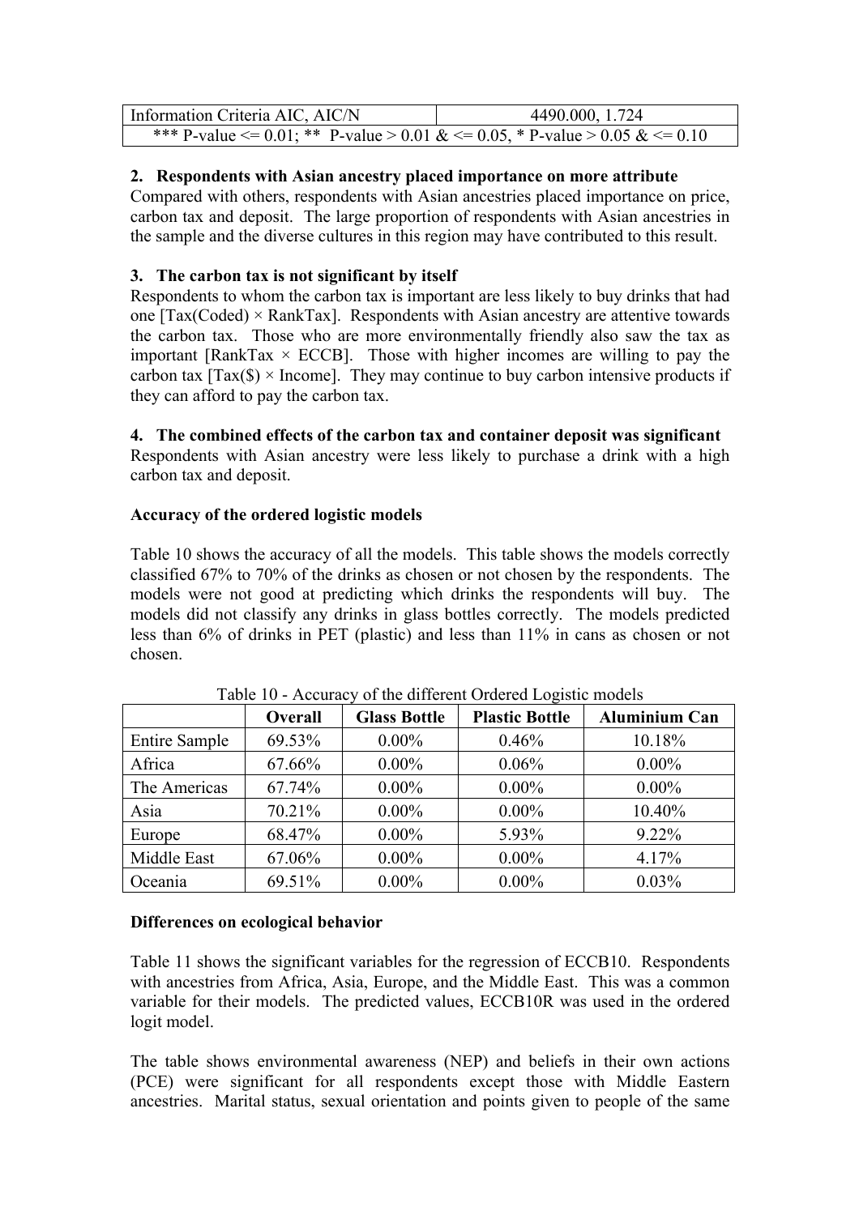| Information Criteria AIC, AIC/N | 4490.000, 1.724 |
| --- | --- |
| *** P-value <= 0.01; ** P-value > 0.01 & <= 0.05, * P-value > 0.05 & <= 0.10 | |

**2. Respondents with Asian ancestry placed importance on more attribute**

Compared with others, respondents with Asian ancestries placed importance on price, carbon tax and deposit. The large proportion of respondents with Asian ancestries in the sample and the diverse cultures in this region may have contributed to this result.

**3. The carbon tax is not significant by itself**

Respondents to whom the carbon tax is important are less likely to buy drinks that had one [Tax(Coded) × RankTax]. Respondents with Asian ancestry are attentive towards the carbon tax. Those who are more environmentally friendly also saw the tax as important [RankTax × ECCB]. Those with higher incomes are willing to pay the carbon tax [Tax($) × Income]. They may continue to buy carbon intensive products if they can afford to pay the carbon tax.

**4. The combined effects of the carbon tax and container deposit was significant**

Respondents with Asian ancestry were less likely to purchase a drink with a high carbon tax and deposit.

**Accuracy of the ordered logistic models**

Table 10 shows the accuracy of all the models. This table shows the models correctly classified 67% to 70% of the drinks as chosen or not chosen by the respondents. The models were not good at predicting which drinks the respondents will buy. The models did not classify any drinks in glass bottles correctly. The models predicted less than 6% of drinks in PET (plastic) and less than 11% in cans as chosen or not chosen.

Table 10 - Accuracy of the different Ordered Logistic models

| | Overall | Glass Bottle | Plastic Bottle | Aluminium Can |
| --- | --- | --- | --- | --- |
| Entire Sample | 69.53% | 0.00% | 0.46% | 10.18% |
| Africa | 67.66% | 0.00% | 0.06% | 0.00% |
| The Americas | 67.74% | 0.00% | 0.00% | 0.00% |
| Asia | 70.21% | 0.00% | 0.00% | 10.40% |
| Europe | 68.47% | 0.00% | 5.93% | 9.22% |
| Middle East | 67.06% | 0.00% | 0.00% | 4.17% |
| Oceania | 69.51% | 0.00% | 0.00% | 0.03% |

**Differences on ecological behavior**

Table 11 shows the significant variables for the regression of ECCB10. Respondents with ancestries from Africa, Asia, Europe, and the Middle East. This was a common variable for their models. The predicted values, ECCB10R was used in the ordered logit model.

The table shows environmental awareness (NEP) and beliefs in their own actions (PCE) were significant for all respondents except those with Middle Eastern ancestries. Marital status, sexual orientation and points given to people of the same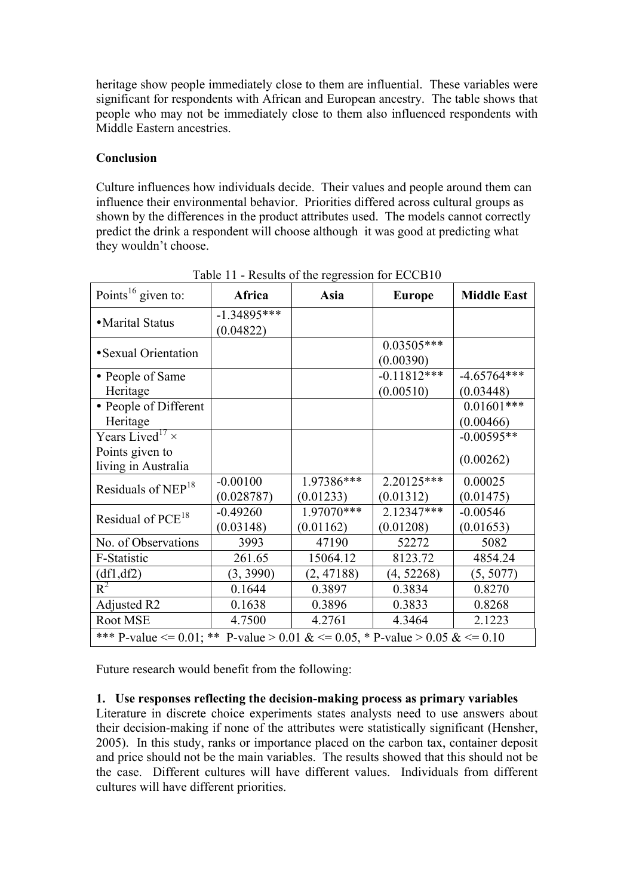heritage show people immediately close to them are influential. These variables were significant for respondents with African and European ancestry. The table shows that people who may not be immediately close to them also influenced respondents with Middle Eastern ancestries.

**Conclusion**

Culture influences how individuals decide. Their values and people around them can influence their environmental behavior. Priorities differed across cultural groups as shown by the differences in the product attributes used. The models cannot correctly predict the drink a respondent will choose although it was good at predicting what they wouldn't choose.

Table 11 - Results of the regression for ECCB10

| Points[16] given to: | **Africa** | **Asia** | **Europe** | **Middle East** |
|---|---|---|---|---|
| • Marital Status | -1.34895*** (0.04822) | | | |
| • Sexual Orientation | | | 0.03505*** (0.00390) | |
| • People of Same Heritage | | | -0.11812*** (0.00510) | -4.65764*** (0.03448) |
| • People of Different Heritage | | | | 0.01601*** (0.00466) |
| Years Lived[17] × Points given to living in Australia | | | | -0.00595** (0.00262) |
| Residuals of NEP[18] | -0.00100 (0.028787) | 1.97386*** (0.01233) | 2.20125*** (0.01312) | 0.00025 (0.01475) |
| Residual of PCE[18] | -0.49260 (0.03148) | 1.97070*** (0.01162) | 2.12347*** (0.01208) | -0.00546 (0.01653) |
| No. of Observations | 3993 | 47190 | 52272 | 5082 |
| F-Statistic | 261.65 | 15064.12 | 8123.72 | 4854.24 |
| (df1,df2) | (3, 3990) | (2, 47188) | (4, 52268) | (5, 5077) |
| $R^2$ | 0.1644 | 0.3897 | 0.3834 | 0.8270 |
| Adjusted R2 | 0.1638 | 0.3896 | 0.3833 | 0.8268 |
| Root MSE | 4.7500 | 4.2761 | 4.3464 | 2.1223 |

*** P-value <= 0.01; ** P-value > 0.01 & <= 0.05, * P-value > 0.05 & <= 0.10

Future research would benefit from the following:

**1. Use responses reflecting the decision-making process as primary variables**
Literature in discrete choice experiments states analysts need to use answers about their decision-making if none of the attributes were statistically significant (Hensher, 2005). In this study, ranks or importance placed on the carbon tax, container deposit and price should not be the main variables. The results showed that this should not be the case. Different cultures will have different values. Individuals from different cultures will have different priorities.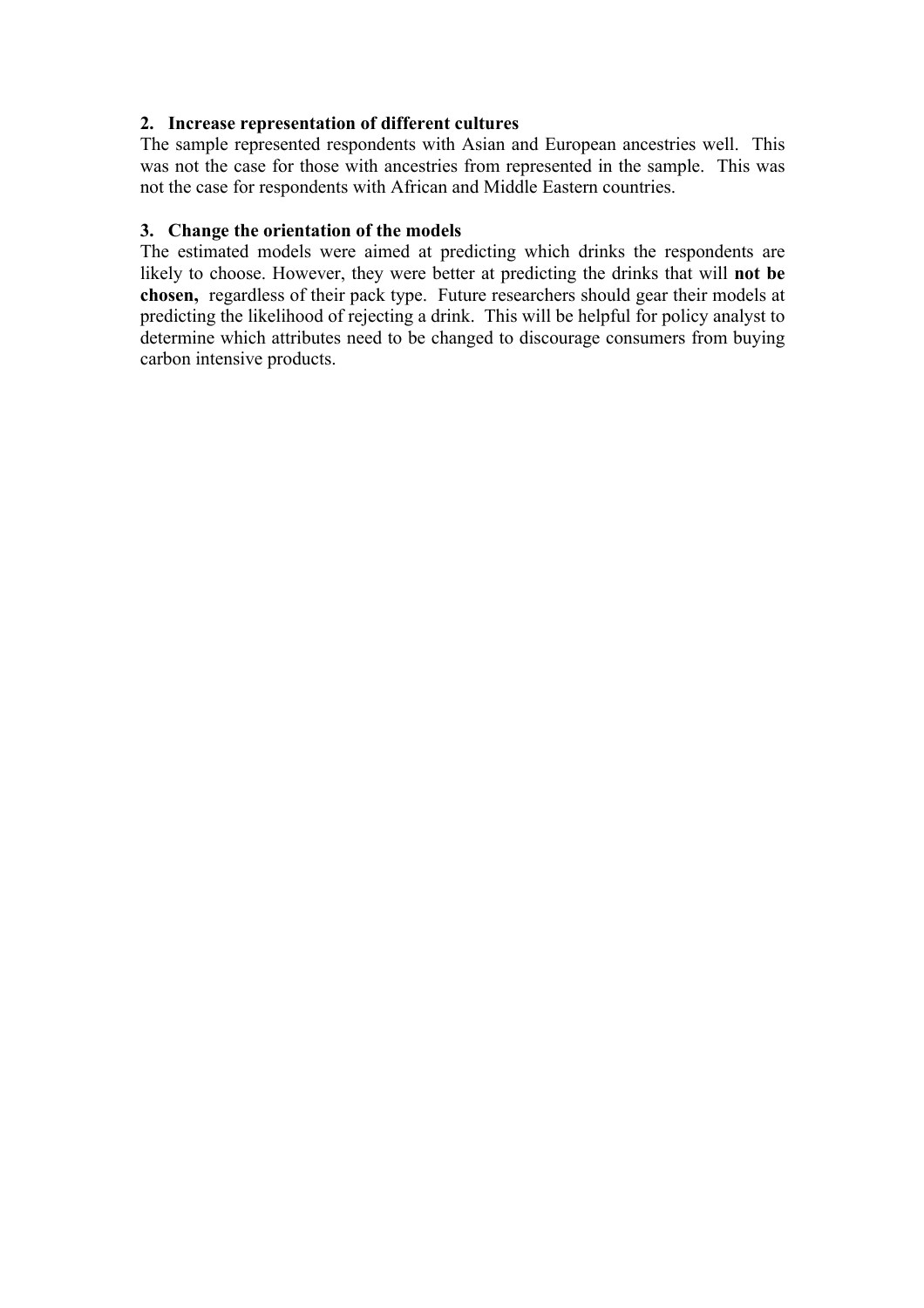**2. Increase representation of different cultures**

The sample represented respondents with Asian and European ancestries well. This was not the case for those with ancestries from represented in the sample. This was not the case for respondents with African and Middle Eastern countries.

**3. Change the orientation of the models**

The estimated models were aimed at predicting which drinks the respondents are likely to choose. However, they were better at predicting the drinks that will **not be chosen,** regardless of their pack type. Future researchers should gear their models at predicting the likelihood of rejecting a drink. This will be helpful for policy analyst to determine which attributes need to be changed to discourage consumers from buying carbon intensive products.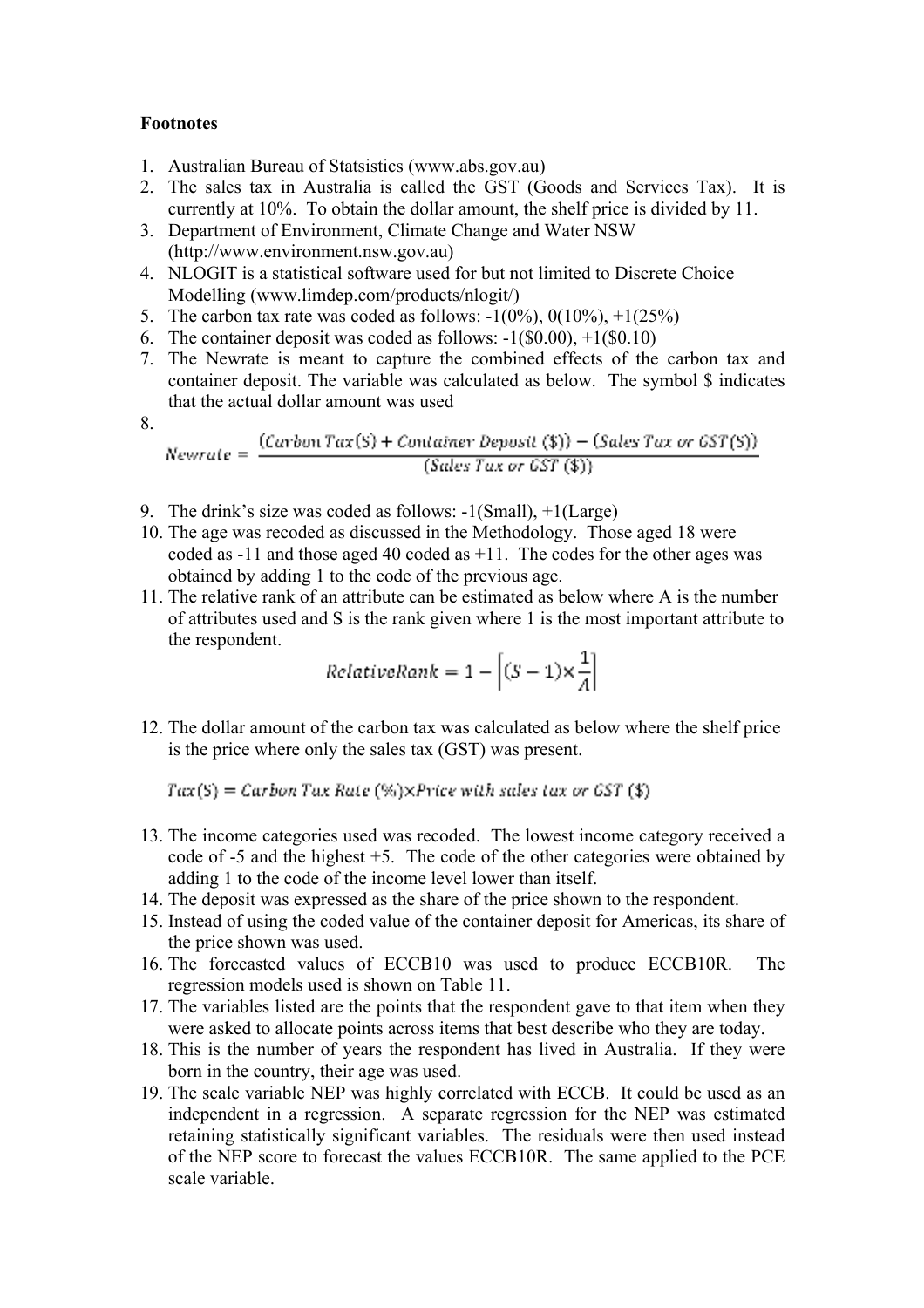**Footnotes**

1. Australian Bureau of Statsistics (www.abs.gov.au)
2. The sales tax in Australia is called the GST (Goods and Services Tax). It is currently at 10%. To obtain the dollar amount, the shelf price is divided by 11.
3. Department of Environment, Climate Change and Water NSW (http://www.environment.nsw.gov.au)
4. NLOGIT is a statistical software used for but not limited to Discrete Choice Modelling (www.limdep.com/products/nlogit/)
5. The carbon tax rate was coded as follows: -1(0%), 0(10%), +1(25%)
6. The container deposit was coded as follows: -1($0.00), +1($0.10)
7. The Newrate is meant to capture the combined effects of the carbon tax and container deposit. The variable was calculated as below. The symbol $ indicates that the actual dollar amount was used
8. $$Newrate = \frac{(Carbon\ Tax(\$) + Container\ Deposit\ (\$)) - (Sales\ Tax\ or\ GST(\$))}{(Sales\ Tax\ or\ GST\ (\$))}$$
9. The drink's size was coded as follows: -1(Small), +1(Large)
10. The age was recoded as discussed in the Methodology. Those aged 18 were coded as -11 and those aged 40 coded as +11. The codes for the other ages was obtained by adding 1 to the code of the previous age.
11. The relative rank of an attribute can be estimated as below where A is the number of attributes used and S is the rank given where 1 is the most important attribute to the respondent.
    $$RelativeRank = 1 - \left[(S-1) \times \frac{1}{A}\right]$$
12. The dollar amount of the carbon tax was calculated as below where the shelf price is the price where only the sales tax (GST) was present.
    $$Tax(\$) = Carbon\ Tax\ Rate\ (\%) \times Price\ with\ sales\ tax\ or\ GST\ (\$)$$
13. The income categories used was recoded. The lowest income category received a code of -5 and the highest +5. The code of the other categories were obtained by adding 1 to the code of the income level lower than itself.
14. The deposit was expressed as the share of the price shown to the respondent.
15. Instead of using the coded value of the container deposit for Americas, its share of the price shown was used.
16. The forecasted values of ECCB10 was used to produce ECCB10R. The regression models used is shown on Table 11.
17. The variables listed are the points that the respondent gave to that item when they were asked to allocate points across items that best describe who they are today.
18. This is the number of years the respondent has lived in Australia. If they were born in the country, their age was used.
19. The scale variable NEP was highly correlated with ECCB. It could be used as an independent in a regression. A separate regression for the NEP was estimated retaining statistically significant variables. The residuals were then used instead of the NEP score to forecast the values ECCB10R. The same applied to the PCE scale variable.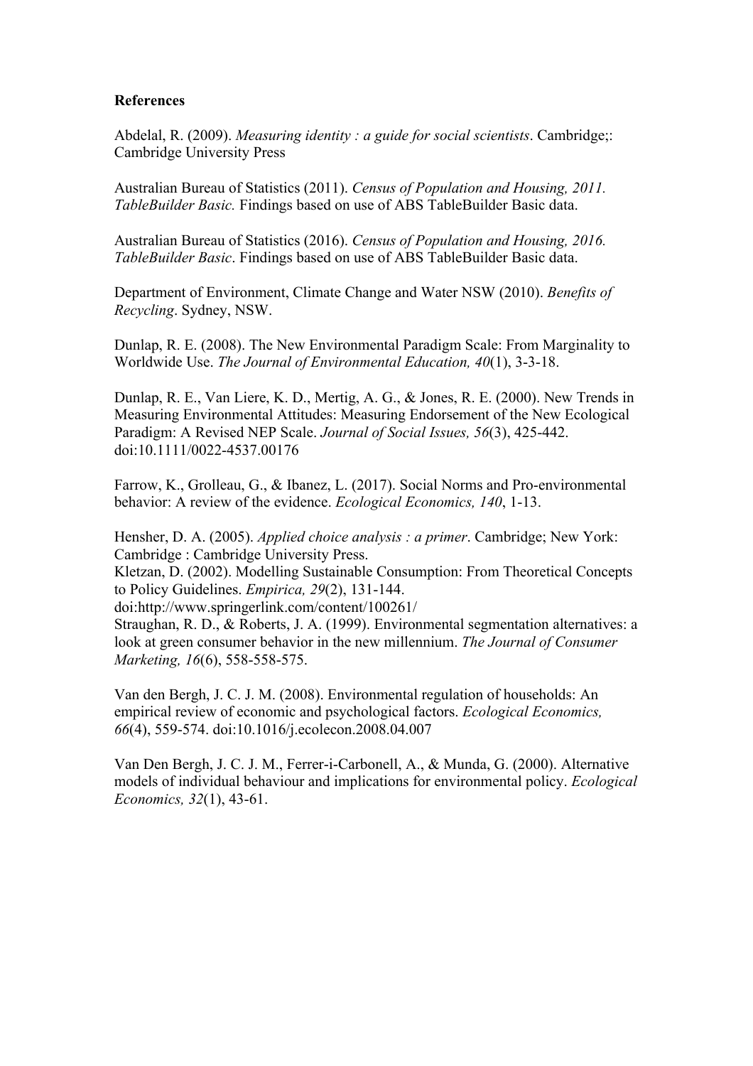**References**

Abdelal, R. (2009). *Measuring identity : a guide for social scientists*. Cambridge;: Cambridge University Press

Australian Bureau of Statistics (2011). *Census of Population and Housing, 2011. TableBuilder Basic.* Findings based on use of ABS TableBuilder Basic data.

Australian Bureau of Statistics (2016). *Census of Population and Housing, 2016. TableBuilder Basic*. Findings based on use of ABS TableBuilder Basic data.

Department of Environment, Climate Change and Water NSW (2010). *Benefits of Recycling*. Sydney, NSW.

Dunlap, R. E. (2008). The New Environmental Paradigm Scale: From Marginality to Worldwide Use. *The Journal of Environmental Education, 40*(1), 3-3-18.

Dunlap, R. E., Van Liere, K. D., Mertig, A. G., & Jones, R. E. (2000). New Trends in Measuring Environmental Attitudes: Measuring Endorsement of the New Ecological Paradigm: A Revised NEP Scale. *Journal of Social Issues, 56*(3), 425-442. doi:10.1111/0022-4537.00176

Farrow, K., Grolleau, G., & Ibanez, L. (2017). Social Norms and Pro-environmental behavior: A review of the evidence. *Ecological Economics, 140*, 1-13.

Hensher, D. A. (2005). *Applied choice analysis : a primer*. Cambridge; New York: Cambridge : Cambridge University Press.

Kletzan, D. (2002). Modelling Sustainable Consumption: From Theoretical Concepts to Policy Guidelines. *Empirica, 29*(2), 131-144. doi:http://www.springerlink.com/content/100261/

Straughan, R. D., & Roberts, J. A. (1999). Environmental segmentation alternatives: a look at green consumer behavior in the new millennium. *The Journal of Consumer Marketing, 16*(6), 558-558-575.

Van den Bergh, J. C. J. M. (2008). Environmental regulation of households: An empirical review of economic and psychological factors. *Ecological Economics, 66*(4), 559-574. doi:10.1016/j.ecolecon.2008.04.007

Van Den Bergh, J. C. J. M., Ferrer-i-Carbonell, A., & Munda, G. (2000). Alternative models of individual behaviour and implications for environmental policy. *Ecological Economics, 32*(1), 43-61.